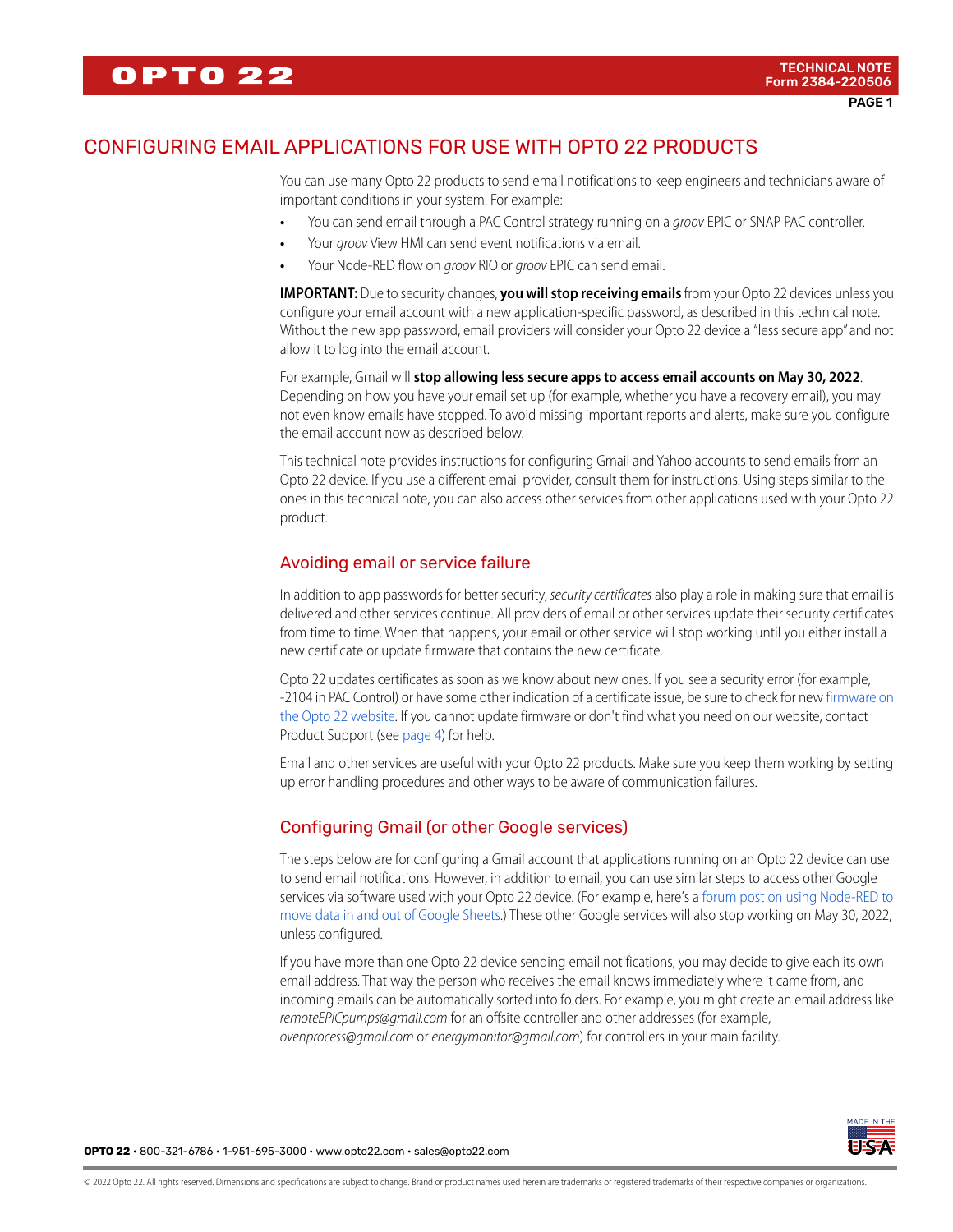# CONFIGURING EMAIL APPLICATIONS FOR USE WITH OPTO 22 PRODUCTS

You can use many Opto 22 products to send email notifications to keep engineers and technicians aware of important conditions in your system. For example:

- You can send email through a PAC Control strategy running on a *groov* EPIC or SNAP PAC controller.
- Your *groov* View HMI can send event notifications via email.
- Your Node-RED flow on *groov* RIO or *groov* EPIC can send email.

**IMPORTANT:** Due to security changes, **you will stop receiving emails** from your Opto 22 devices unless you configure your email account with a new application-specific password, as described in this technical note. Without the new app password, email providers will consider your Opto 22 device a "less secure app" and not allow it to log into the email account.

For example, Gmail will **stop allowing less secure apps to access email accounts on May 30, 2022**. Depending on how you have your email set up (for example, whether you have a recovery email), you may not even know emails have stopped. To avoid missing important reports and alerts, make sure you configure the email account now as described below.

This technical note provides instructions for configuring Gmail and Yahoo accounts to send emails from an Opto 22 device. If you use a different email provider, consult them for instructions. Using steps similar to the ones in this technical note, you can also access other services from other applications used with your Opto 22 product.

## Avoiding email or service failure

In addition to app passwords for better security, *security certificates* also play a role in making sure that email is delivered and other services continue. All providers of email or other services update their security certificates from time to time. When that happens, your email or other service will stop working until you either install a new certificate or update firmware that contains the new certificate.

Opto 22 updates certificates as soon as we know about new ones. If you see a security error (for example, -2104 in PAC Control) or have some other indication of a certificate issue, be sure to check for new firmware on the Opto 22 website. If you cannot update firmware or don't find what you need on our website, contact Product Support (see page 4) for help.

Email and other services are useful with your Opto 22 products. Make sure you keep them working by setting up error handling procedures and other ways to be aware of communication failures.

## Configuring Gmail (or other Google services)

The steps below are for configuring a Gmail account that applications running on an Opto 22 device can use to send email notifications. However, in addition to email, you can use similar steps to access other Google services via software used with your Opto 22 device. (For example, here's a forum post on using Node-RED to move data in and out of Google Sheets.) These other Google services will also stop working on May 30, 2022, unless configured.

If you have more than one Opto 22 device sending email notifications, you may decide to give each its own email address. That way the person who receives the email knows immediately where it came from, and incoming emails can be automatically sorted into folders. For example, you might create an email address like *remoteEPICpumps@gmail.com* for an offsite controller and other addresses (for example, *ovenprocess@gmail.com* or *energymonitor@gmail.com*) for controllers in your main facility.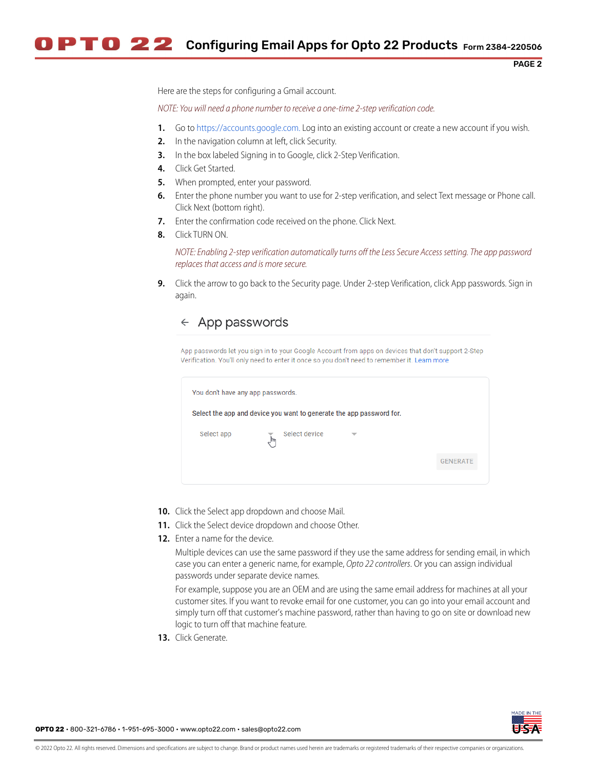Here are the steps for configuring a Gmail account.

*NOTE: You will need a phone number to receive a one-time 2-step verification code.*

1. Go to https://accounts.google.com. Log into an existing account or create a new account if you wish.
2. In the navigation column at left, click Security.
3. In the box labeled Signing in to Google, click 2-Step Verification.
4. Click Get Started.
5. When prompted, enter your password.
6. Enter the phone number you want to use for 2-step verification, and select Text message or Phone call. Click Next (bottom right).
7. Enter the confirmation code received on the phone. Click Next.
8. Click TURN ON.

   *NOTE: Enabling 2-step verification automatically turns off the Less Secure Access setting. The app password replaces that access and is more secure.*

9. Click the arrow to go back to the Security page. Under 2-step Verification, click App passwords. Sign in again.

   ← App passwords

   App passwords let you sign in to your Google Account from apps on devices that don't support 2-Step Verification. You'll only need to enter it once so you don't need to remember it. Learn more

   You don't have any app passwords.

   Select the app and device you want to generate the app password for.

   Select app ▾ Select device ▾

   GENERATE

10. Click the Select app dropdown and choose Mail.
11. Click the Select device dropdown and choose Other.
12. Enter a name for the device.

    Multiple devices can use the same password if they use the same address for sending email, in which case you can enter a generic name, for example, *Opto 22 controllers*. Or you can assign individual passwords under separate device names.

    For example, suppose you are an OEM and are using the same email address for machines at all your customer sites. If you want to revoke email for one customer, you can go into your email account and simply turn off that customer's machine password, rather than having to go on site or download new logic to turn off that machine feature.

13. Click Generate.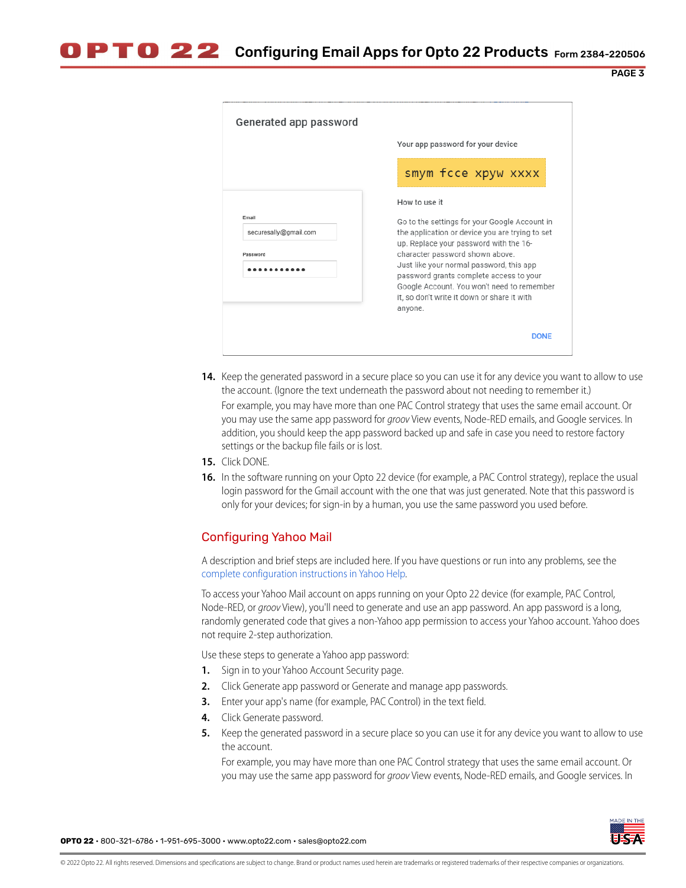14. Keep the generated password in a secure place so you can use it for any device you want to allow to use the account. (Ignore the text underneath the password about not needing to remember it.)

    For example, you may have more than one PAC Control strategy that uses the same email account. Or you may use the same app password for *groov* View events, Node-RED emails, and Google services. In addition, you should keep the app password backed up and safe in case you need to restore factory settings or the backup file fails or is lost.

15. Click DONE.

16. In the software running on your Opto 22 device (for example, a PAC Control strategy), replace the usual login password for the Gmail account with the one that was just generated. Note that this password is only for your devices; for sign-in by a human, you use the same password you used before.

## Configuring Yahoo Mail

A description and brief steps are included here. If you have questions or run into any problems, see the complete configuration instructions in Yahoo Help.

To access your Yahoo Mail account on apps running on your Opto 22 device (for example, PAC Control, Node-RED, or *groov* View), you'll need to generate and use an app password. An app password is a long, randomly generated code that gives a non-Yahoo app permission to access your Yahoo account. Yahoo does not require 2-step authorization.

Use these steps to generate a Yahoo app password:

1. Sign in to your Yahoo Account Security page.
2. Click Generate app password or Generate and manage app passwords.
3. Enter your app's name (for example, PAC Control) in the text field.
4. Click Generate password.
5. Keep the generated password in a secure place so you can use it for any device you want to allow to use the account.

   For example, you may have more than one PAC Control strategy that uses the same email account. Or you may use the same app password for *groov* View events, Node-RED emails, and Google services. In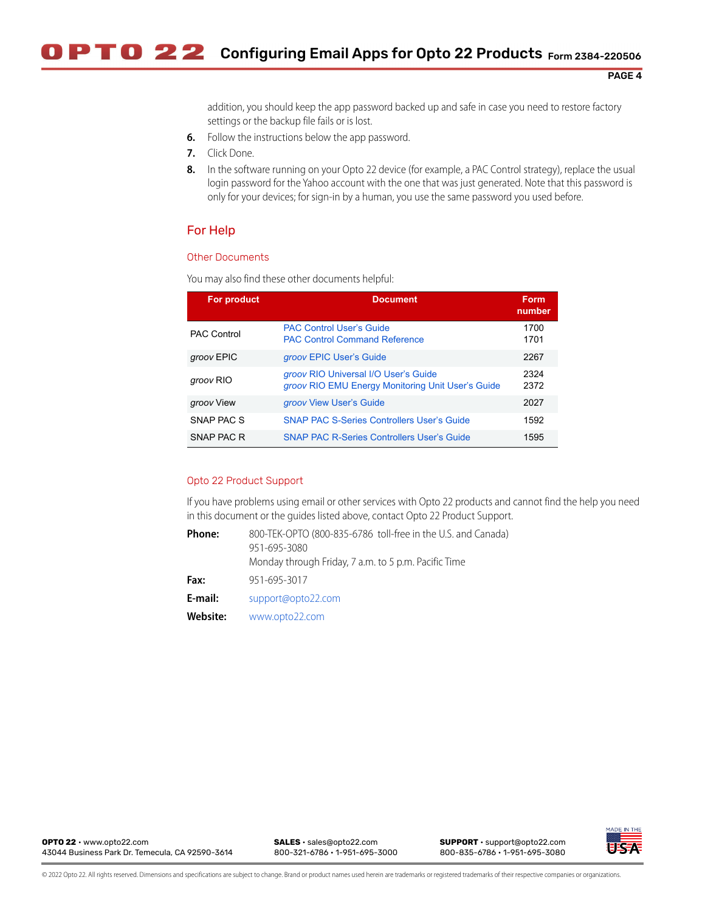addition, you should keep the app password backed up and safe in case you need to restore factory settings or the backup file fails or is lost.

6. Follow the instructions below the app password.
7. Click Done.
8. In the software running on your Opto 22 device (for example, a PAC Control strategy), replace the usual login password for the Yahoo account with the one that was just generated. Note that this password is only for your devices; for sign-in by a human, you use the same password you used before.

## For Help

### Other Documents

You may also find these other documents helpful:

| For product | Document | Form number |
|---|---|---|
| PAC Control | PAC Control User's Guide<br>PAC Control Command Reference | 1700<br>1701 |
| *groov* EPIC | *groov* EPIC User's Guide | 2267 |
| *groov* RIO | *groov* RIO Universal I/O User's Guide<br>*groov* RIO EMU Energy Monitoring Unit User's Guide | 2324<br>2372 |
| *groov* View | *groov* View User's Guide | 2027 |
| SNAP PAC S | SNAP PAC S-Series Controllers User's Guide | 1592 |
| SNAP PAC R | SNAP PAC R-Series Controllers User's Guide | 1595 |

### Opto 22 Product Support

If you have problems using email or other services with Opto 22 products and cannot find the help you need in this document or the guides listed above, contact Opto 22 Product Support.

**Phone:** 800-TEK-OPTO (800-835-6786 toll-free in the U.S. and Canada)
951-695-3080
Monday through Friday, 7 a.m. to 5 p.m. Pacific Time

**Fax:** 951-695-3017

**E-mail:** support@opto22.com

**Website:** www.opto22.com